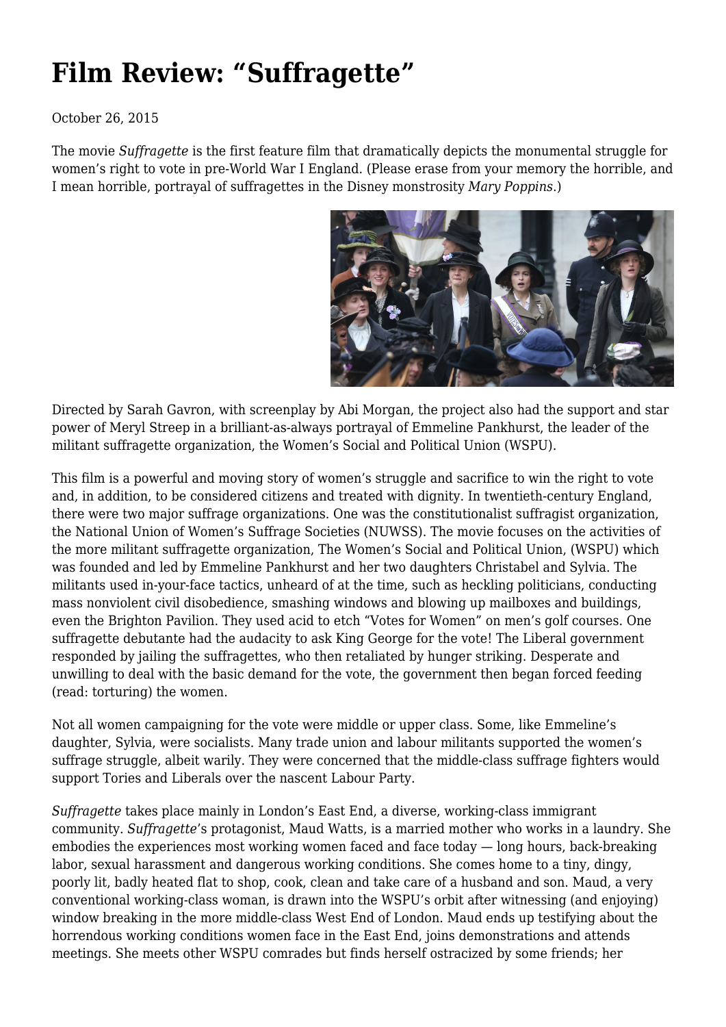# Film Review: "Suffragette"

October 26, 2015

The movie *Suffragette* is the first feature film that dramatically depicts the monumental struggle for women's right to vote in pre-World War I England. (Please erase from your memory the horrible, and I mean horrible, portrayal of suffragettes in the Disney monstrosity *Mary Poppins*.)

Directed by Sarah Gavron, with screenplay by Abi Morgan, the project also had the support and star power of Meryl Streep in a brilliant-as-always portrayal of Emmeline Pankhurst, the leader of the militant suffragette organization, the Women's Social and Political Union (WSPU).

This film is a powerful and moving story of women's struggle and sacrifice to win the right to vote and, in addition, to be considered citizens and treated with dignity. In twentieth-century England, there were two major suffrage organizations. One was the constitutionalist suffragist organization, the National Union of Women's Suffrage Societies (NUWSS). The movie focuses on the activities of the more militant suffragette organization, The Women's Social and Political Union, (WSPU) which was founded and led by Emmeline Pankhurst and her two daughters Christabel and Sylvia. The militants used in-your-face tactics, unheard of at the time, such as heckling politicians, conducting mass nonviolent civil disobedience, smashing windows and blowing up mailboxes and buildings, even the Brighton Pavilion. They used acid to etch "Votes for Women" on men's golf courses. One suffragette debutante had the audacity to ask King George for the vote! The Liberal government responded by jailing the suffragettes, who then retaliated by hunger striking. Desperate and unwilling to deal with the basic demand for the vote, the government then began forced feeding (read: torturing) the women.

Not all women campaigning for the vote were middle or upper class. Some, like Emmeline's daughter, Sylvia, were socialists. Many trade union and labour militants supported the women's suffrage struggle, albeit warily. They were concerned that the middle-class suffrage fighters would support Tories and Liberals over the nascent Labour Party.

*Suffragette* takes place mainly in London's East End, a diverse, working-class immigrant community. *Suffragette*'s protagonist, Maud Watts, is a married mother who works in a laundry. She embodies the experiences most working women faced and face today — long hours, back-breaking labor, sexual harassment and dangerous working conditions. She comes home to a tiny, dingy, poorly lit, badly heated flat to shop, cook, clean and take care of a husband and son. Maud, a very conventional working-class woman, is drawn into the WSPU's orbit after witnessing (and enjoying) window breaking in the more middle-class West End of London. Maud ends up testifying about the horrendous working conditions women face in the East End, joins demonstrations and attends meetings. She meets other WSPU comrades but finds herself ostracized by some friends; her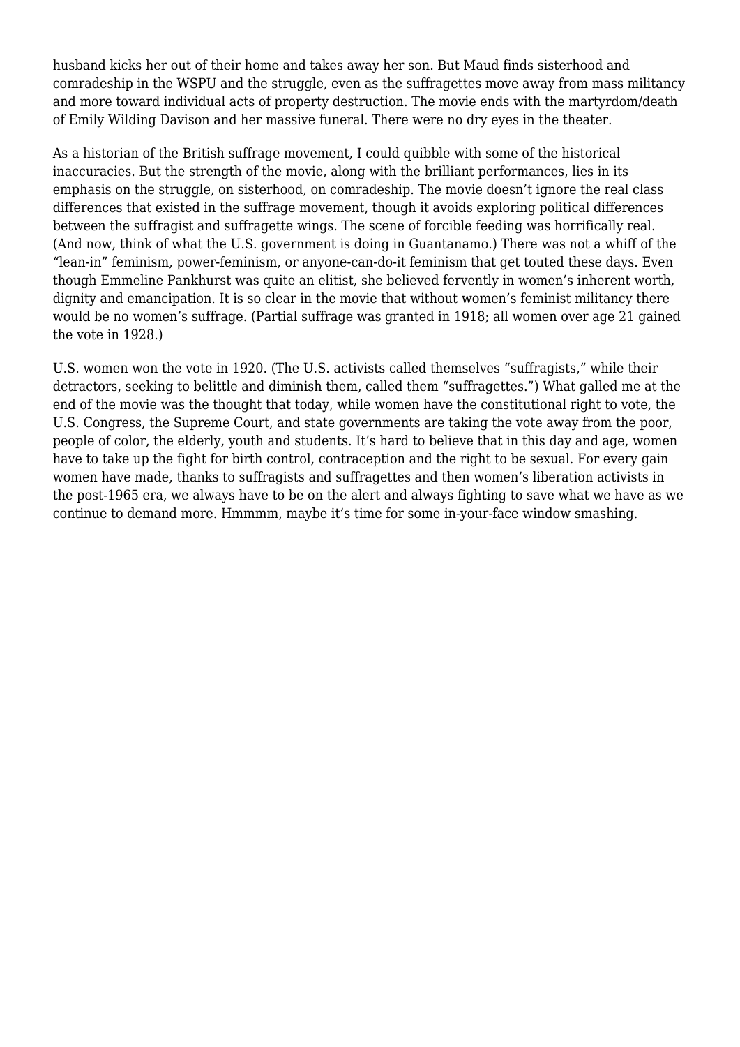husband kicks her out of their home and takes away her son. But Maud finds sisterhood and comradeship in the WSPU and the struggle, even as the suffragettes move away from mass militancy and more toward individual acts of property destruction. The movie ends with the martyrdom/death of Emily Wilding Davison and her massive funeral. There were no dry eyes in the theater.

As a historian of the British suffrage movement, I could quibble with some of the historical inaccuracies. But the strength of the movie, along with the brilliant performances, lies in its emphasis on the struggle, on sisterhood, on comradeship. The movie doesn't ignore the real class differences that existed in the suffrage movement, though it avoids exploring political differences between the suffragist and suffragette wings. The scene of forcible feeding was horrifically real. (And now, think of what the U.S. government is doing in Guantanamo.) There was not a whiff of the "lean-in" feminism, power-feminism, or anyone-can-do-it feminism that get touted these days. Even though Emmeline Pankhurst was quite an elitist, she believed fervently in women's inherent worth, dignity and emancipation. It is so clear in the movie that without women's feminist militancy there would be no women's suffrage. (Partial suffrage was granted in 1918; all women over age 21 gained the vote in 1928.)

U.S. women won the vote in 1920. (The U.S. activists called themselves "suffragists," while their detractors, seeking to belittle and diminish them, called them "suffragettes.") What galled me at the end of the movie was the thought that today, while women have the constitutional right to vote, the U.S. Congress, the Supreme Court, and state governments are taking the vote away from the poor, people of color, the elderly, youth and students. It's hard to believe that in this day and age, women have to take up the fight for birth control, contraception and the right to be sexual. For every gain women have made, thanks to suffragists and suffragettes and then women's liberation activists in the post-1965 era, we always have to be on the alert and always fighting to save what we have as we continue to demand more. Hmmmm, maybe it's time for some in-your-face window smashing.